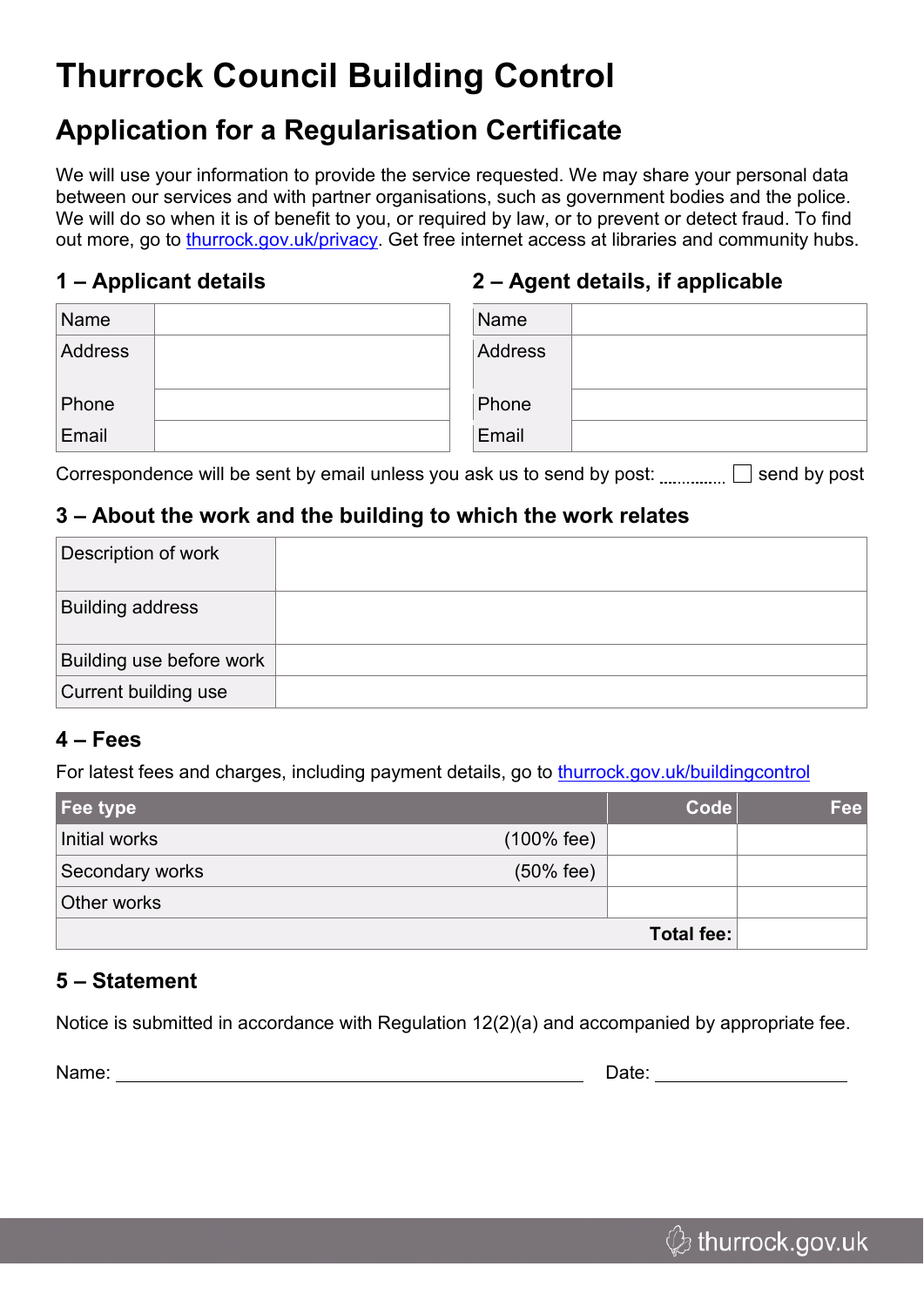# Thurrock Council Building Control

## Application for a Regularisation Certificate

We will use your information to provide the service requested. We may share your personal data between our services and with partner organisations, such as government bodies and the police. We will do so when it is of benefit to you, or required by law, or to prevent or detect fraud. To find out more, go to thurrock.gov.uk/privacy. Get free internet access at libraries and community hubs.

### 1 – Applicant details

| Name | |
|---|---|
| Address | |
| Phone | |
| Email | |

### 2 – Agent details, if applicable

| Name | |
|---|---|
| Address | |
| Phone | |
| Email | |

Correspondence will be sent by email unless you ask us to send by post: ☐ send by post

### 3 – About the work and the building to which the work relates

| Description of work | |
|---|---|
| Building address | |
| Building use before work | |
| Current building use | |

### 4 – Fees

For latest fees and charges, including payment details, go to thurrock.gov.uk/buildingcontrol

| Fee type | | Code | Fee |
|---|---|---|---|
| Initial works | (100% fee) | | |
| Secondary works | (50% fee) | | |
| Other works | | | |
| | | **Total fee:** | |

### 5 – Statement

Notice is submitted in accordance with Regulation 12(2)(a) and accompanied by appropriate fee.

Name: ______________________________ Date: ______________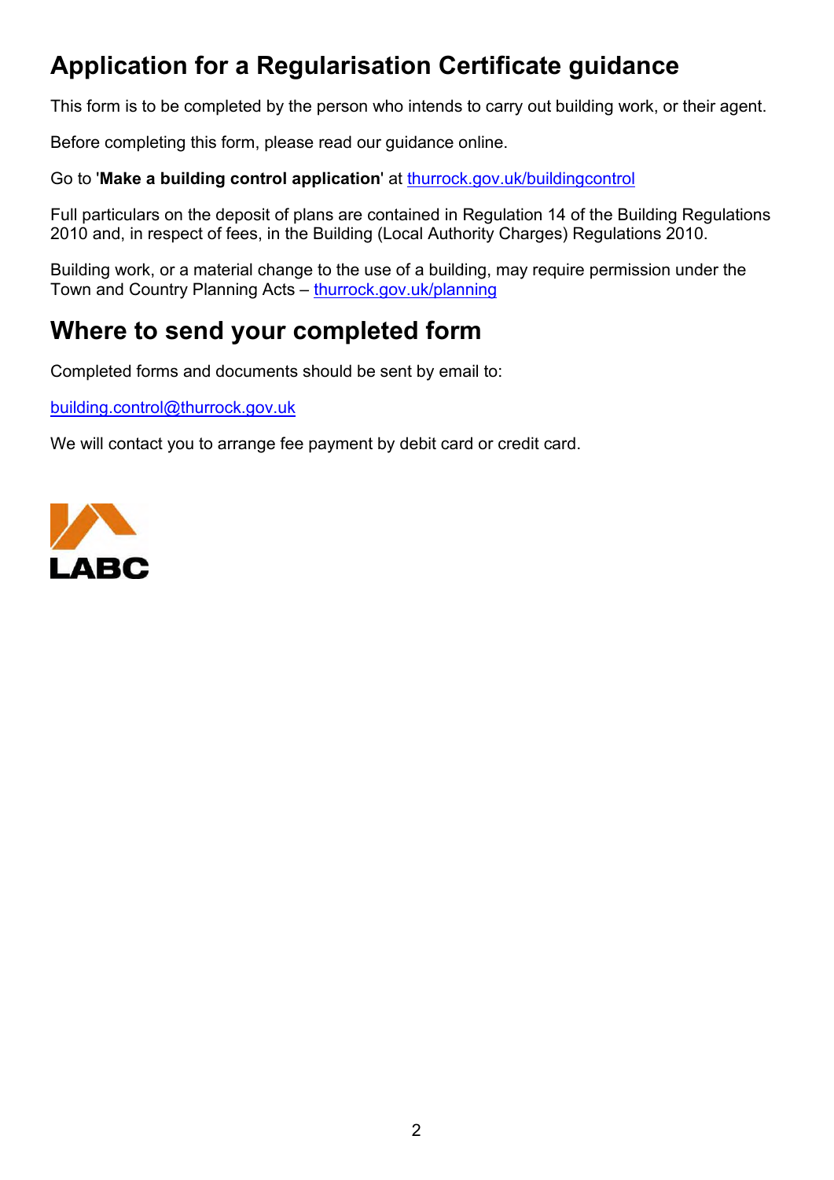# Application for a Regularisation Certificate guidance

This form is to be completed by the person who intends to carry out building work, or their agent.

Before completing this form, please read our guidance online.

Go to '**Make a building control application**' at thurrock.gov.uk/buildingcontrol

Full particulars on the deposit of plans are contained in Regulation 14 of the Building Regulations 2010 and, in respect of fees, in the Building (Local Authority Charges) Regulations 2010.

Building work, or a material change to the use of a building, may require permission under the Town and Country Planning Acts – thurrock.gov.uk/planning

# Where to send your completed form

Completed forms and documents should be sent by email to:

building.control@thurrock.gov.uk

We will contact you to arrange fee payment by debit card or credit card.

LABC